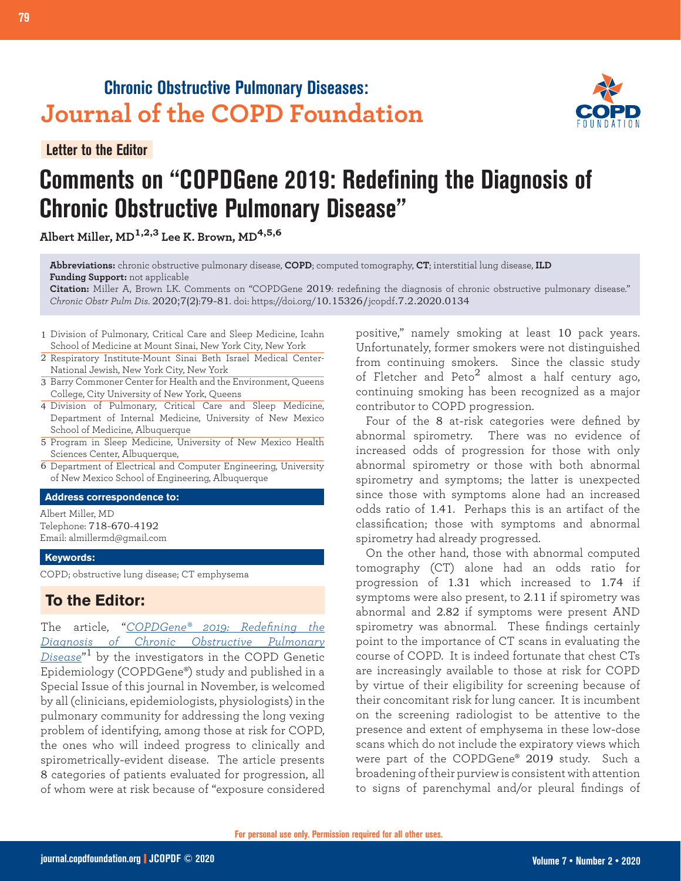Chronic Obstructive Pulmonary Diseases:
**Journal of the COPD Foundation**

**Letter to the Editor**

# Comments on "COPDGene 2019: Redefining the Diagnosis of Chronic Obstructive Pulmonary Disease"

**Albert Miller, MD[1,2,3] Lee K. Brown, MD[4,5,6]**

**Abbreviations:** chronic obstructive pulmonary disease, **COPD**; computed tomography, **CT**; interstitial lung disease, **ILD**
**Funding Support:** not applicable
**Citation:** Miller A, Brown LK. Comments on "COPDGene 2019: redefining the diagnosis of chronic obstructive pulmonary disease." *Chronic Obstr Pulm Dis.* 2020;7(2):79-81. doi: https://doi.org/10.15326/jcopdf.7.2.2020.0134

1 Division of Pulmonary, Critical Care and Sleep Medicine, Icahn School of Medicine at Mount Sinai, New York City, New York
2 Respiratory Institute-Mount Sinai Beth Israel Medical Center-National Jewish, New York City, New York
3 Barry Commoner Center for Health and the Environment, Queens College, City University of New York, Queens
4 Division of Pulmonary, Critical Care and Sleep Medicine, Department of Internal Medicine, University of New Mexico School of Medicine, Albuquerque
5 Program in Sleep Medicine, University of New Mexico Health Sciences Center, Albuquerque,
6 Department of Electrical and Computer Engineering, University of New Mexico School of Engineering, Albuquerque

**Address correspondence to:**

Albert Miller, MD
Telephone: 718-670-4192
Email: almillermd@gmail.com

**Keywords:**

COPD; obstructive lung disease; CT emphysema

## To the Editor:

The article, "*COPDGene® 2019: Redefining the Diagnosis of Chronic Obstructive Pulmonary Disease*"[1] by the investigators in the COPD Genetic Epidemiology (COPDGene®) study and published in a Special Issue of this journal in November, is welcomed by all (clinicians, epidemiologists, physiologists) in the pulmonary community for addressing the long vexing problem of identifying, among those at risk for COPD, the ones who will indeed progress to clinically and spirometrically-evident disease. The article presents 8 categories of patients evaluated for progression, all of whom were at risk because of "exposure considered positive," namely smoking at least 10 pack years. Unfortunately, former smokers were not distinguished from continuing smokers. Since the classic study of Fletcher and Peto[2] almost a half century ago, continuing smoking has been recognized as a major contributor to COPD progression.

Four of the 8 at-risk categories were defined by abnormal spirometry. There was no evidence of increased odds of progression for those with only abnormal spirometry or those with both abnormal spirometry and symptoms; the latter is unexpected since those with symptoms alone had an increased odds ratio of 1.41. Perhaps this is an artifact of the classification; those with symptoms and abnormal spirometry had already progressed.

On the other hand, those with abnormal computed tomography (CT) alone had an odds ratio for progression of 1.31 which increased to 1.74 if symptoms were also present, to 2.11 if spirometry was abnormal and 2.82 if symptoms were present AND spirometry was abnormal. These findings certainly point to the importance of CT scans in evaluating the course of COPD. It is indeed fortunate that chest CTs are increasingly available to those at risk for COPD by virtue of their eligibility for screening because of their concomitant risk for lung cancer. It is incumbent on the screening radiologist to be attentive to the presence and extent of emphysema in these low-dose scans which do not include the expiratory views which were part of the COPDGene® 2019 study. Such a broadening of their purview is consistent with attention to signs of parenchymal and/or pleural findings of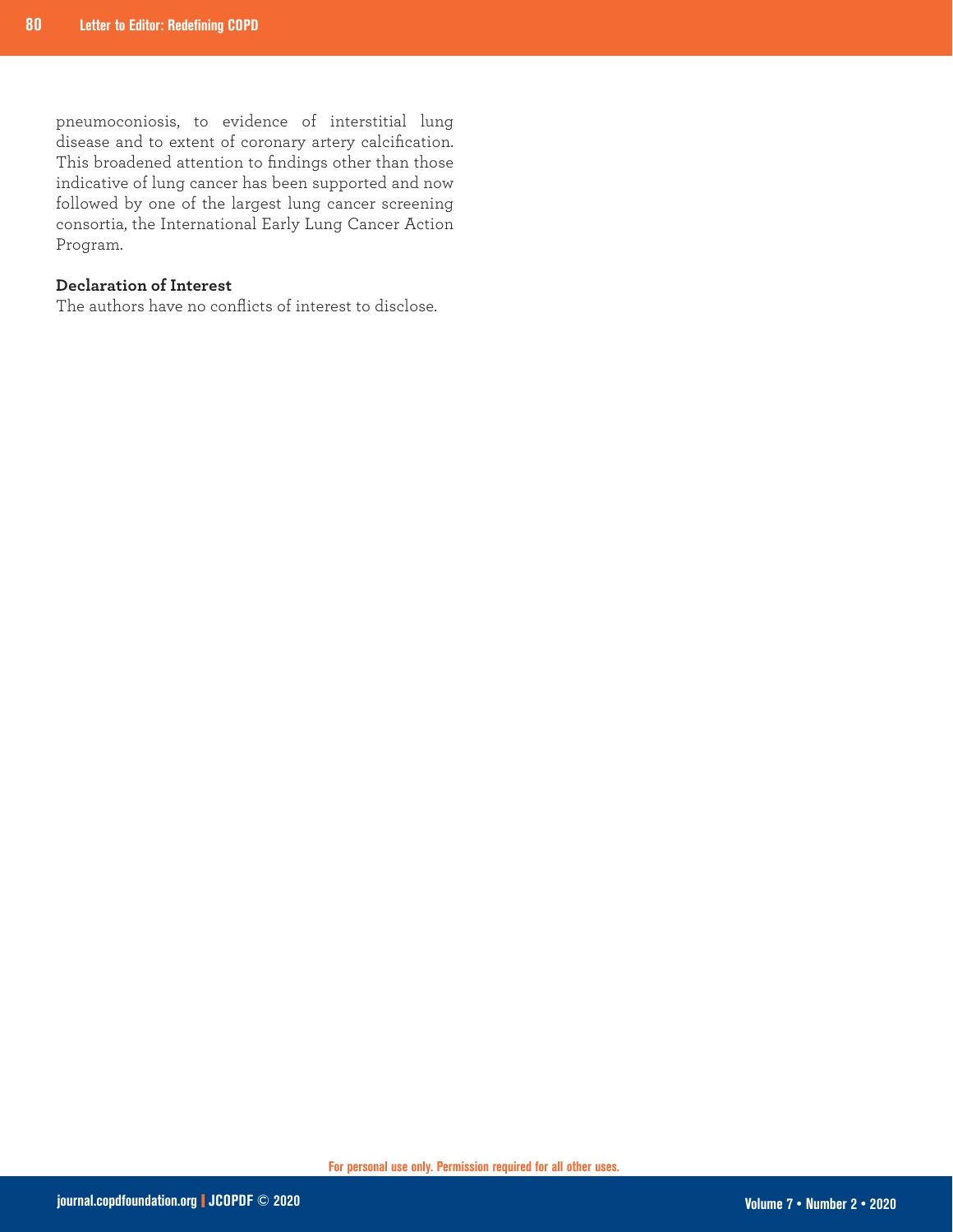pneumoconiosis, to evidence of interstitial lung disease and to extent of coronary artery calcification. This broadened attention to findings other than those indicative of lung cancer has been supported and now followed by one of the largest lung cancer screening consortia, the International Early Lung Cancer Action Program.

**Declaration of Interest**

The authors have no conflicts of interest to disclose.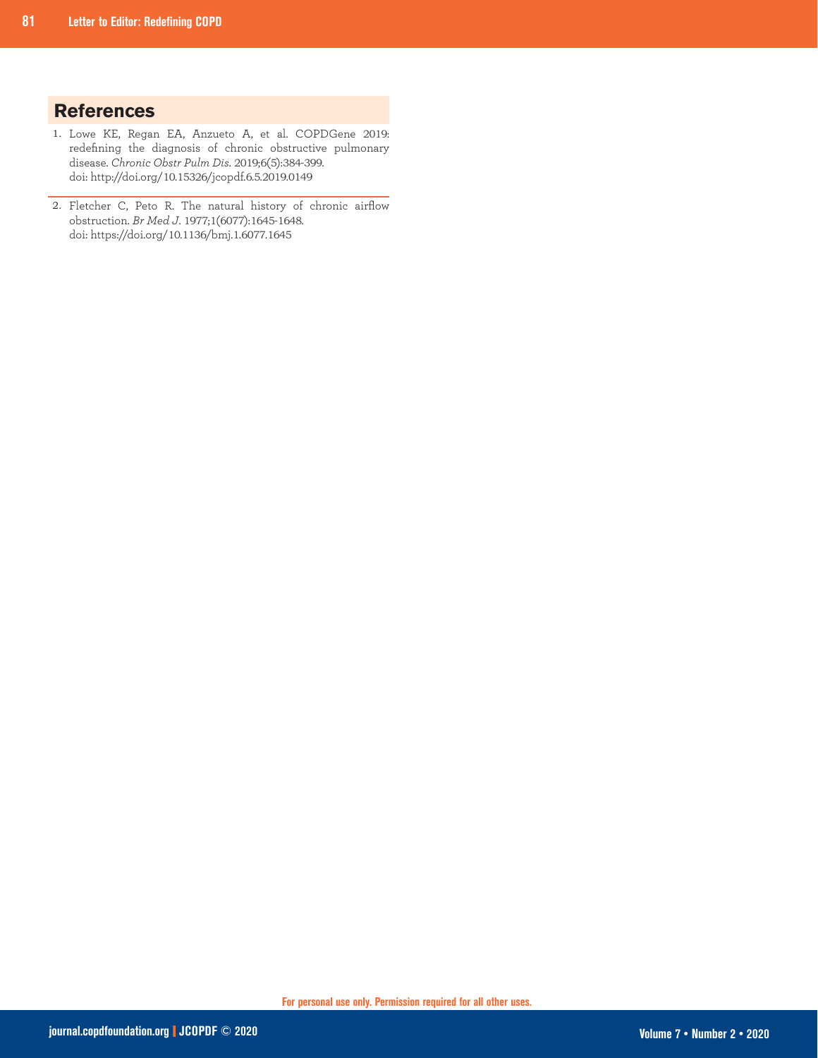## References

1. Lowe KE, Regan EA, Anzueto A, et al. COPDGene 2019: redefining the diagnosis of chronic obstructive pulmonary disease. *Chronic Obstr Pulm Dis*. 2019;6(5):384-399. doi: http://doi.org/10.15326/jcopdf.6.5.2019.0149

2. Fletcher C, Peto R. The natural history of chronic airflow obstruction. *Br Med J*. 1977;1(6077):1645-1648. doi: https://doi.org/10.1136/bmj.1.6077.1645